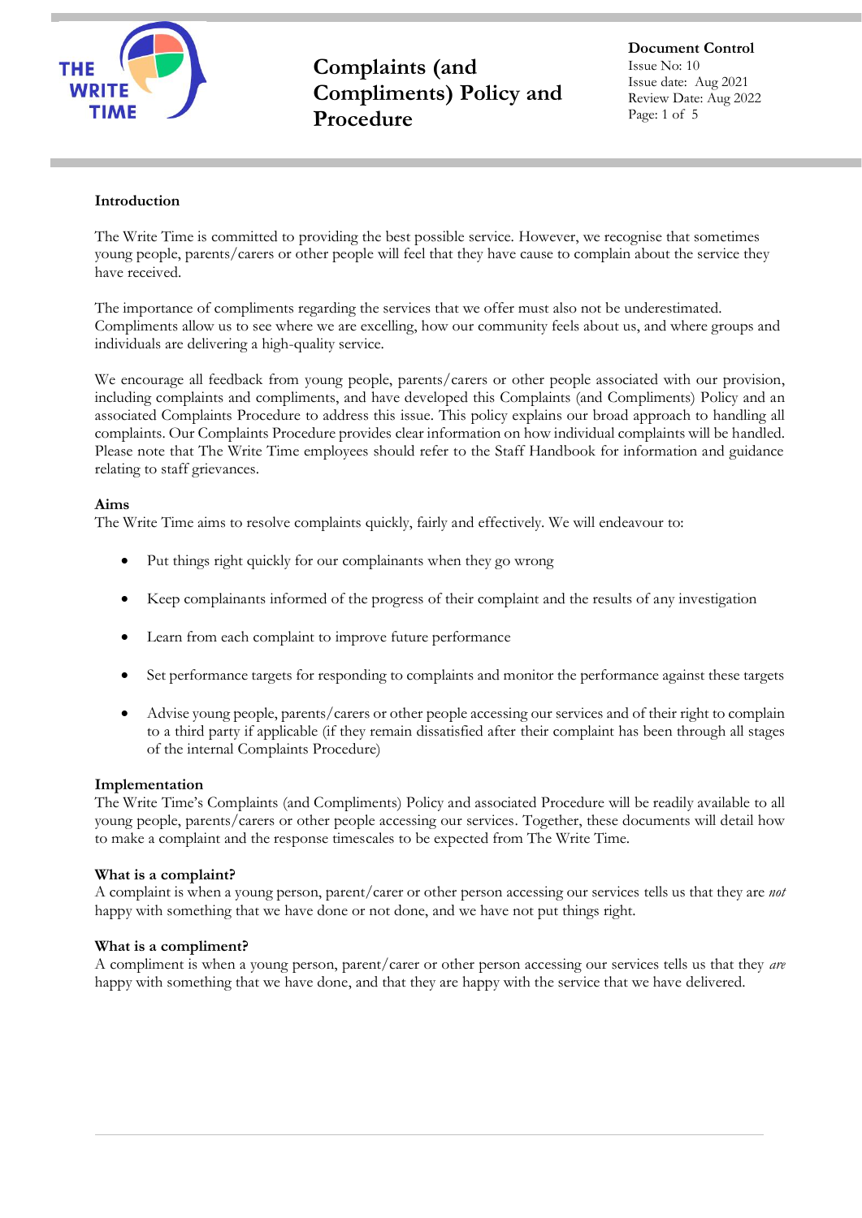# Complaints (and Compliments) Policy and Procedure

**Document Control**
Issue No: 10
Issue date: Aug 2021
Review Date: Aug 2022

## Introduction

The Write Time is committed to providing the best possible service. However, we recognise that sometimes young people, parents/carers or other people will feel that they have cause to complain about the service they have received.

The importance of compliments regarding the services that we offer must also not be underestimated. Compliments allow us to see where we are excelling, how our community feels about us, and where groups and individuals are delivering a high-quality service.

We encourage all feedback from young people, parents/carers or other people associated with our provision, including complaints and compliments, and have developed this Complaints (and Compliments) Policy and an associated Complaints Procedure to address this issue. This policy explains our broad approach to handling all complaints. Our Complaints Procedure provides clear information on how individual complaints will be handled. Please note that The Write Time employees should refer to the Staff Handbook for information and guidance relating to staff grievances.

## Aims

The Write Time aims to resolve complaints quickly, fairly and effectively. We will endeavour to:

- Put things right quickly for our complainants when they go wrong
- Keep complainants informed of the progress of their complaint and the results of any investigation
- Learn from each complaint to improve future performance
- Set performance targets for responding to complaints and monitor the performance against these targets
- Advise young people, parents/carers or other people accessing our services and of their right to complain to a third party if applicable (if they remain dissatisfied after their complaint has been through all stages of the internal Complaints Procedure)

## Implementation

The Write Time's Complaints (and Compliments) Policy and associated Procedure will be readily available to all young people, parents/carers or other people accessing our services. Together, these documents will detail how to make a complaint and the response timescales to be expected from The Write Time.

## What is a complaint?

A complaint is when a young person, parent/carer or other person accessing our services tells us that they are *not* happy with something that we have done or not done, and we have not put things right.

## What is a compliment?

A compliment is when a young person, parent/carer or other person accessing our services tells us that they *are* happy with something that we have done, and that they are happy with the service that we have delivered.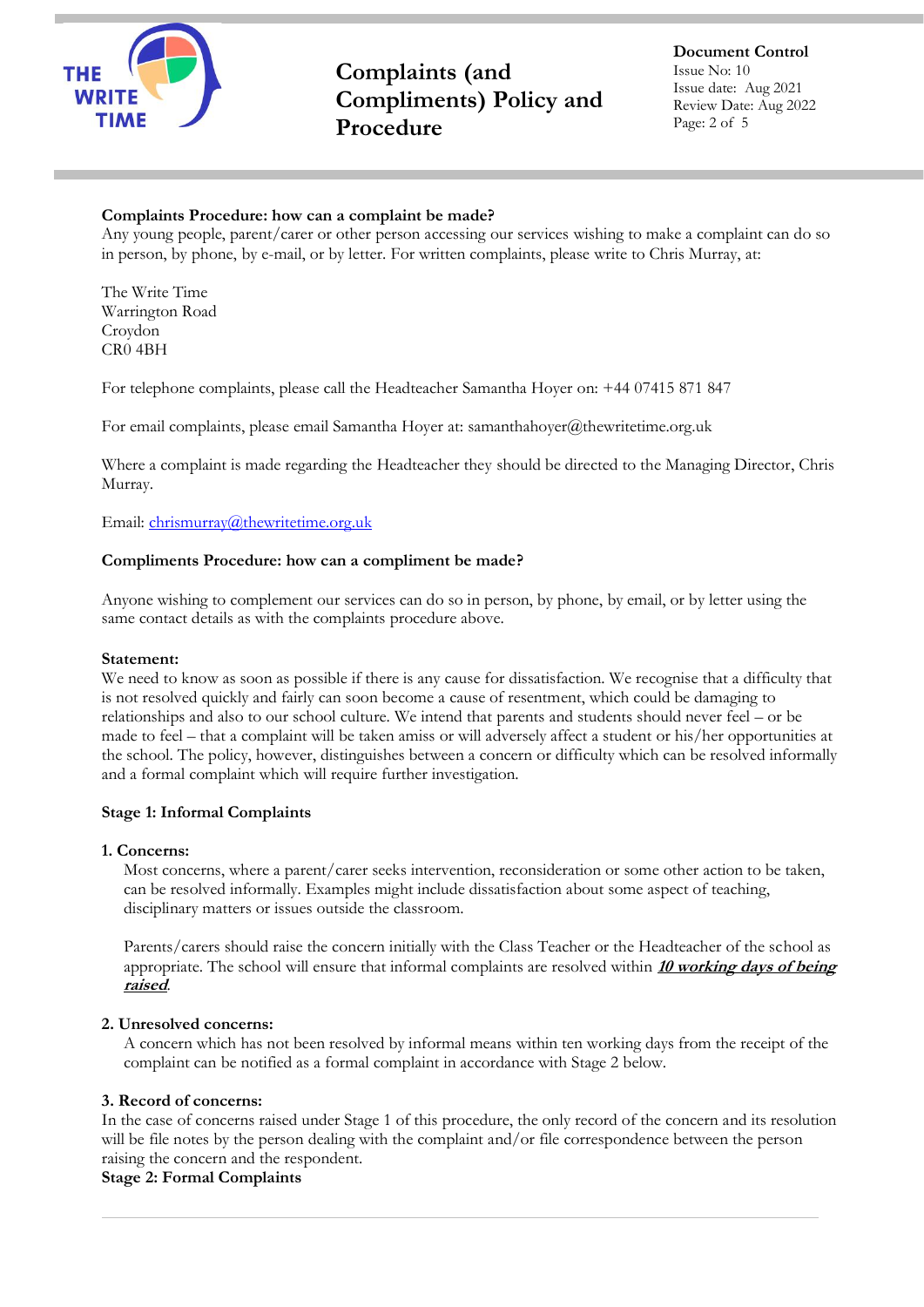**Complaints Procedure: how can a complaint be made?**
Any young people, parent/carer or other person accessing our services wishing to make a complaint can do so in person, by phone, by e-mail, or by letter. For written complaints, please write to Chris Murray, at:

The Write Time
Warrington Road
Croydon
CR0 4BH

For telephone complaints, please call the Headteacher Samantha Hoyer on: +44 07415 871 847

For email complaints, please email Samantha Hoyer at: samanthahoyer@thewritetime.org.uk

Where a complaint is made regarding the Headteacher they should be directed to the Managing Director, Chris Murray.

Email: chrismurray@thewritetime.org.uk

**Compliments Procedure: how can a compliment be made?**

Anyone wishing to complement our services can do so in person, by phone, by email, or by letter using the same contact details as with the complaints procedure above.

**Statement:**
We need to know as soon as possible if there is any cause for dissatisfaction. We recognise that a difficulty that is not resolved quickly and fairly can soon become a cause of resentment, which could be damaging to relationships and also to our school culture. We intend that parents and students should never feel – or be made to feel – that a complaint will be taken amiss or will adversely affect a student or his/her opportunities at the school. The policy, however, distinguishes between a concern or difficulty which can be resolved informally and a formal complaint which will require further investigation.

**Stage 1: Informal Complaints**

**1. Concerns:**

Most concerns, where a parent/carer seeks intervention, reconsideration or some other action to be taken, can be resolved informally. Examples might include dissatisfaction about some aspect of teaching, disciplinary matters or issues outside the classroom.

Parents/carers should raise the concern initially with the Class Teacher or the Headteacher of the school as appropriate. The school will ensure that informal complaints are resolved within ***10 working days of being raised***.

**2. Unresolved concerns:**

A concern which has not been resolved by informal means within ten working days from the receipt of the complaint can be notified as a formal complaint in accordance with Stage 2 below.

**3. Record of concerns:**

In the case of concerns raised under Stage 1 of this procedure, the only record of the concern and its resolution will be file notes by the person dealing with the complaint and/or file correspondence between the person raising the concern and the respondent.

**Stage 2: Formal Complaints**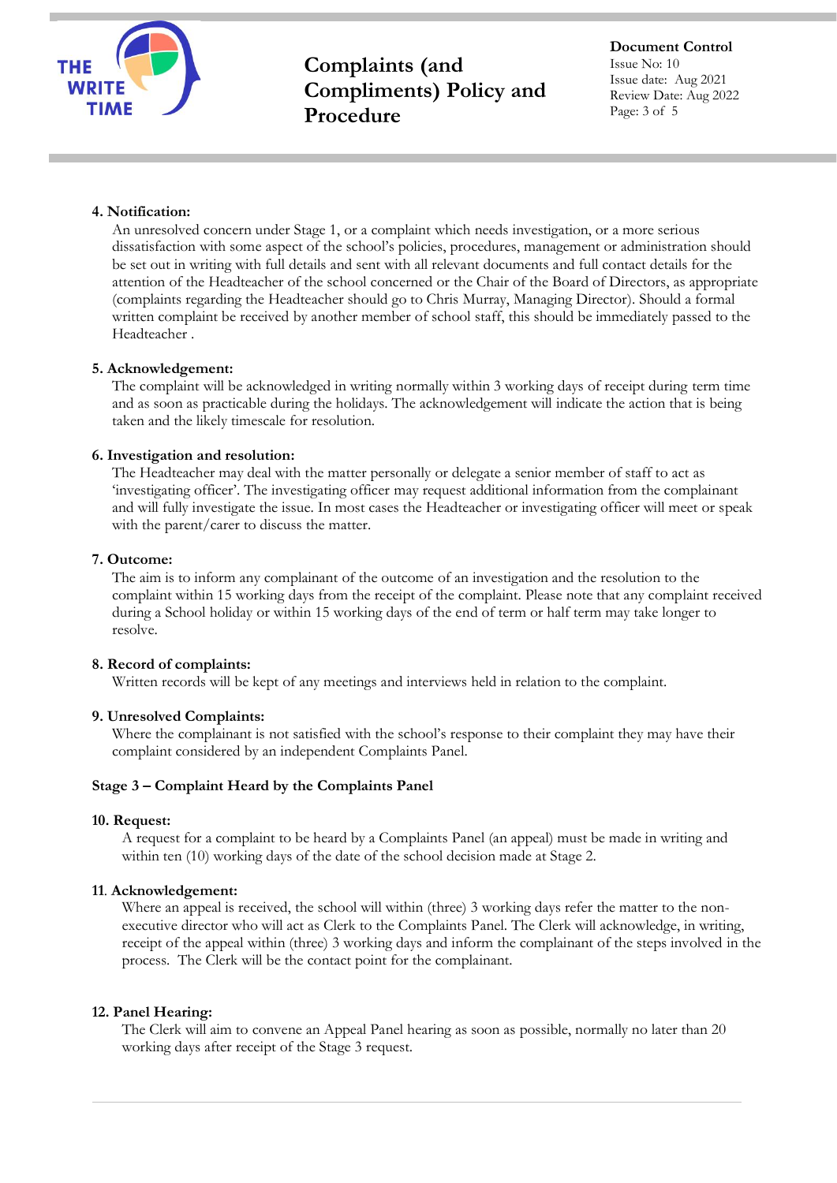**4. Notification:**

An unresolved concern under Stage 1, or a complaint which needs investigation, or a more serious dissatisfaction with some aspect of the school's policies, procedures, management or administration should be set out in writing with full details and sent with all relevant documents and full contact details for the attention of the Headteacher of the school concerned or the Chair of the Board of Directors, as appropriate (complaints regarding the Headteacher should go to Chris Murray, Managing Director). Should a formal written complaint be received by another member of school staff, this should be immediately passed to the Headteacher .

**5. Acknowledgement:**

The complaint will be acknowledged in writing normally within 3 working days of receipt during term time and as soon as practicable during the holidays. The acknowledgement will indicate the action that is being taken and the likely timescale for resolution.

**6. Investigation and resolution:**

The Headteacher may deal with the matter personally or delegate a senior member of staff to act as 'investigating officer'. The investigating officer may request additional information from the complainant and will fully investigate the issue. In most cases the Headteacher or investigating officer will meet or speak with the parent/carer to discuss the matter.

**7. Outcome:**

The aim is to inform any complainant of the outcome of an investigation and the resolution to the complaint within 15 working days from the receipt of the complaint. Please note that any complaint received during a School holiday or within 15 working days of the end of term or half term may take longer to resolve.

**8. Record of complaints:**

Written records will be kept of any meetings and interviews held in relation to the complaint.

**9. Unresolved Complaints:**

Where the complainant is not satisfied with the school's response to their complaint they may have their complaint considered by an independent Complaints Panel.

**Stage 3 – Complaint Heard by the Complaints Panel**

**10. Request:**

A request for a complaint to be heard by a Complaints Panel (an appeal) must be made in writing and within ten (10) working days of the date of the school decision made at Stage 2.

**11. Acknowledgement:**

Where an appeal is received, the school will within (three) 3 working days refer the matter to the non-executive director who will act as Clerk to the Complaints Panel. The Clerk will acknowledge, in writing, receipt of the appeal within (three) 3 working days and inform the complainant of the steps involved in the process. The Clerk will be the contact point for the complainant.

**12. Panel Hearing:**

The Clerk will aim to convene an Appeal Panel hearing as soon as possible, normally no later than 20 working days after receipt of the Stage 3 request.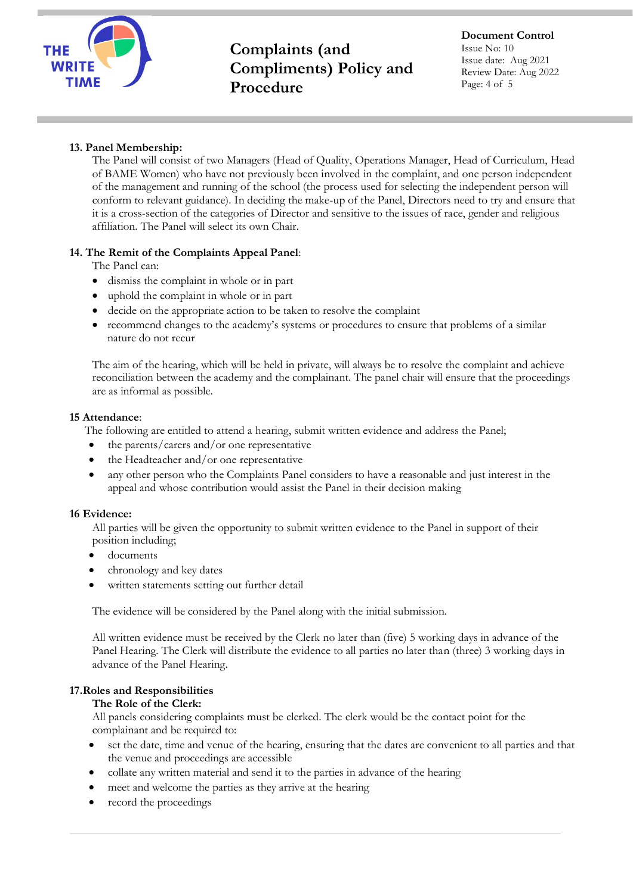**13. Panel Membership:**

The Panel will consist of two Managers (Head of Quality, Operations Manager, Head of Curriculum, Head of BAME Women) who have not previously been involved in the complaint, and one person independent of the management and running of the school (the process used for selecting the independent person will conform to relevant guidance). In deciding the make-up of the Panel, Directors need to try and ensure that it is a cross-section of the categories of Director and sensitive to the issues of race, gender and religious affiliation. The Panel will select its own Chair.

**14. The Remit of the Complaints Appeal Panel**:

The Panel can:

- dismiss the complaint in whole or in part
- uphold the complaint in whole or in part
- decide on the appropriate action to be taken to resolve the complaint
- recommend changes to the academy's systems or procedures to ensure that problems of a similar nature do not recur

The aim of the hearing, which will be held in private, will always be to resolve the complaint and achieve reconciliation between the academy and the complainant. The panel chair will ensure that the proceedings are as informal as possible.

**15 Attendance**:

The following are entitled to attend a hearing, submit written evidence and address the Panel;

- the parents/carers and/or one representative
- the Headteacher and/or one representative
- any other person who the Complaints Panel considers to have a reasonable and just interest in the appeal and whose contribution would assist the Panel in their decision making

**16 Evidence:**

All parties will be given the opportunity to submit written evidence to the Panel in support of their position including;

- documents
- chronology and key dates
- written statements setting out further detail

The evidence will be considered by the Panel along with the initial submission.

All written evidence must be received by the Clerk no later than (five) 5 working days in advance of the Panel Hearing. The Clerk will distribute the evidence to all parties no later than (three) 3 working days in advance of the Panel Hearing.

**17.Roles and Responsibilities**

**The Role of the Clerk:**

All panels considering complaints must be clerked. The clerk would be the contact point for the complainant and be required to:

- set the date, time and venue of the hearing, ensuring that the dates are convenient to all parties and that the venue and proceedings are accessible
- collate any written material and send it to the parties in advance of the hearing
- meet and welcome the parties as they arrive at the hearing
- record the proceedings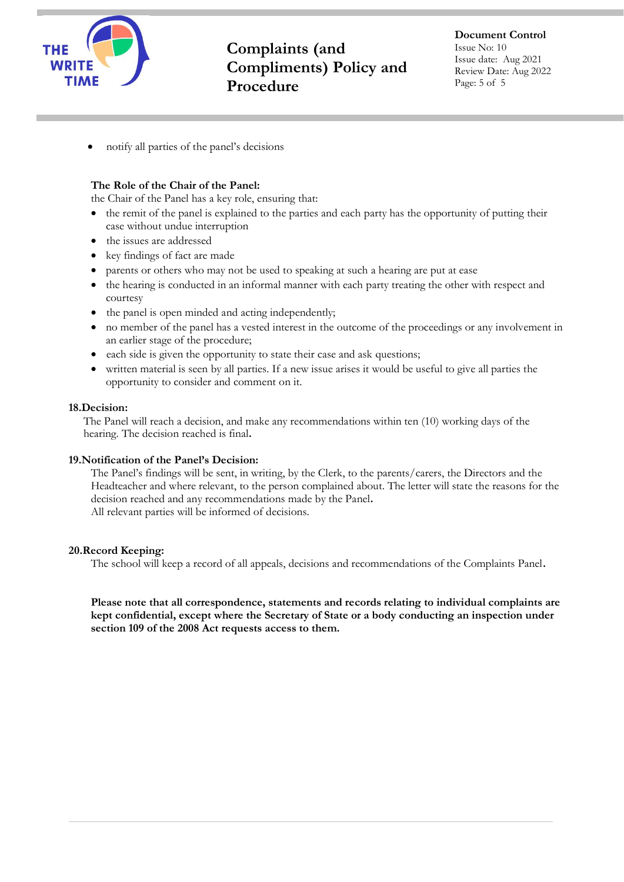- notify all parties of the panel's decisions

**The Role of the Chair of the Panel:**
the Chair of the Panel has a key role, ensuring that:

- the remit of the panel is explained to the parties and each party has the opportunity of putting their case without undue interruption
- the issues are addressed
- key findings of fact are made
- parents or others who may not be used to speaking at such a hearing are put at ease
- the hearing is conducted in an informal manner with each party treating the other with respect and courtesy
- the panel is open minded and acting independently;
- no member of the panel has a vested interest in the outcome of the proceedings or any involvement in an earlier stage of the procedure;
- each side is given the opportunity to state their case and ask questions;
- written material is seen by all parties. If a new issue arises it would be useful to give all parties the opportunity to consider and comment on it.

**18.Decision:**

The Panel will reach a decision, and make any recommendations within ten (10) working days of the hearing. The decision reached is final.

**19.Notification of the Panel's Decision:**

The Panel's findings will be sent, in writing, by the Clerk, to the parents/carers, the Directors and the Headteacher and where relevant, to the person complained about. The letter will state the reasons for the decision reached and any recommendations made by the Panel.
All relevant parties will be informed of decisions.

**20.Record Keeping:**

The school will keep a record of all appeals, decisions and recommendations of the Complaints Panel.

**Please note that all correspondence, statements and records relating to individual complaints are kept confidential, except where the Secretary of State or a body conducting an inspection under section 109 of the 2008 Act requests access to them.**